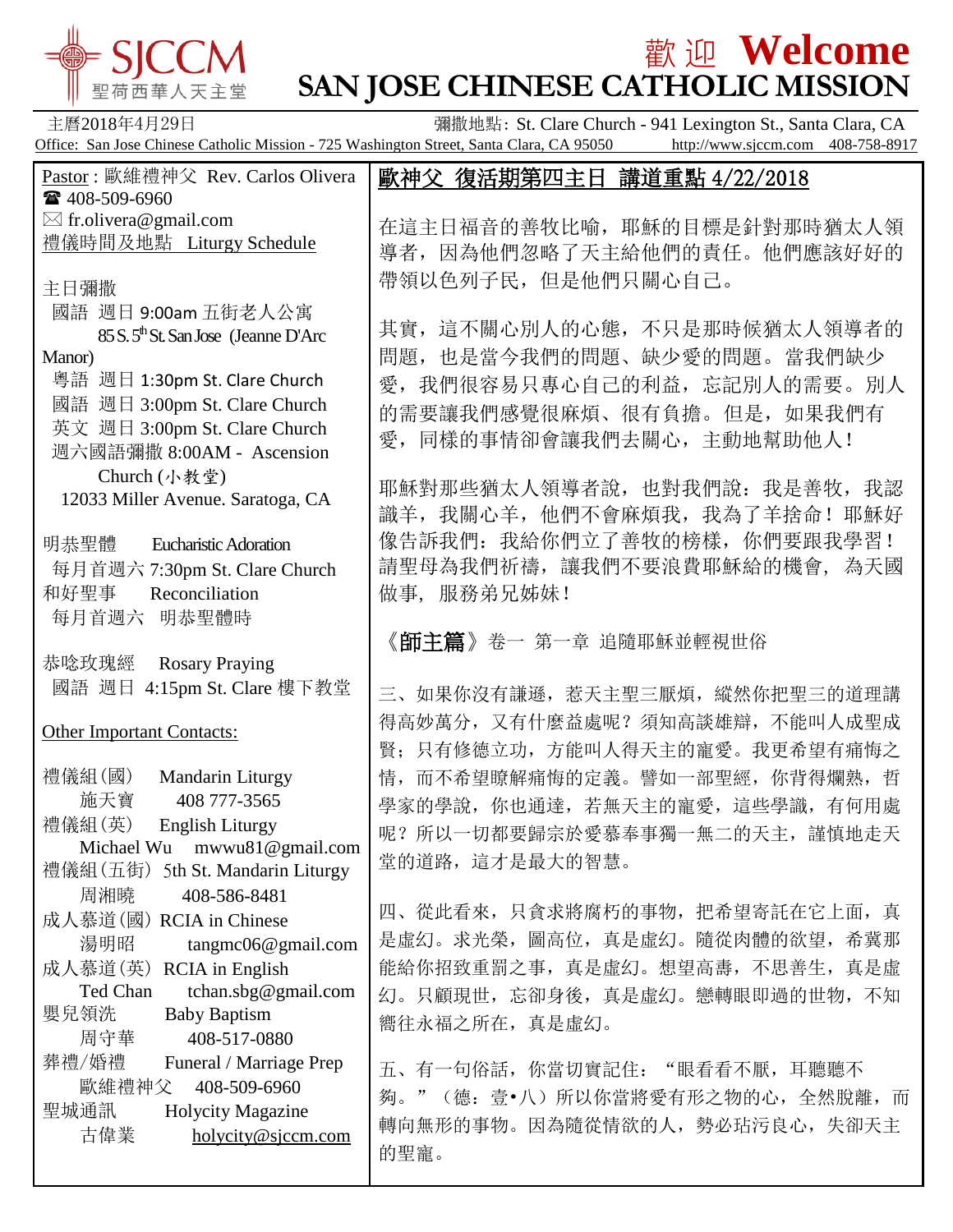# 歡 迎 Welcome

# SAN JOSE CHINESE CATHOLIC MISSION

SJCCM 聖荷西華人天主堂

主曆2018年4月29日　　　　彌撒地點: St. Clare Church - 941 Lexington St., Santa Clara, CA

Office: San Jose Chinese Catholic Mission - 725 Washington Street, Santa Clara, CA 95050　　http://www.sjccm.com　408-758-8917

Pastor : 歐維禮神父 Rev. Carlos Olivera
☎ 408-509-6960
✉ fr.olivera@gmail.com

禮儀時間及地點 Liturgy Schedule

主日彌撒

- 國語 週日 9:00am 五街老人公寓 85 S. 5th St. San Jose (Jeanne D'Arc Manor)
- 粵語 週日 1:30pm St. Clare Church
- 國語 週日 3:00pm St. Clare Church
- 英文 週日 3:00pm St. Clare Church
- 週六國語彌撒 8:00AM - Ascension Church (小教堂) 12033 Miller Avenue. Saratoga, CA

明恭聖體　Eucharistic Adoration
每月首週六 7:30pm St. Clare Church

和好聖事　Reconciliation
每月首週六 明恭聖體時

恭唸玫瑰經　Rosary Praying
國語 週日 4:15pm St. Clare 樓下教堂

Other Important Contacts:

- 禮儀組(國)　Mandarin Liturgy
  施天寶　408 777-3565
- 禮儀組(英)　English Liturgy
  Michael Wu　mwwu81@gmail.com
- 禮儀組(五街)　5th St. Mandarin Liturgy
  周湘曉　408-586-8481
- 成人慕道(國)　RCIA in Chinese
  湯明昭　tangmc06@gmail.com
- 成人慕道(英)　RCIA in English
  Ted Chan　tchan.sbg@gmail.com
- 嬰兒領洗　Baby Baptism
  周守華　408-517-0880
- 葬禮/婚禮　Funeral / Marriage Prep
  歐維禮神父　408-509-6960
- 聖城通訊　Holycity Magazine
  古偉業　holycity@sjccm.com

## 歐神父 復活期第四主日 講道重點 4/22/2018

在這主日福音的善牧比喻，耶穌的目標是針對那時猶太人領導者，因為他們忽略了天主給他們的責任。他們應該好好的帶領以色列子民，但是他們只關心自己。

其實，這不關心別人的心態，不只是那時候猶太人領導者的問題，也是當今我們的問題、缺少愛的問題。當我們缺少愛，我們很容易只專心自己的利益，忘記別人的需要。別人的需要讓我們感覺很麻煩、很有負擔。但是，如果我們有愛，同樣的事情卻會讓我們去關心，主動地幫助他人！

耶穌對那些猶太人領導者說，也對我們說：我是善牧，我認識羊，我關心羊，他們不會麻煩我，我為了羊捨命！耶穌好像告訴我們：我給你們立了善牧的榜樣，你們要跟我學習！請聖母為我們祈禱，讓我們不要浪費耶穌給的機會，為天國做事，服務弟兄姊妹！

《**師主篇**》卷一 第一章 追隨耶穌並輕視世俗

三、如果你沒有謙遜，惹天主聖三厭煩，縱然你把聖三的道理講得高妙萬分，又有什麼益處呢？須知高談雄辯，不能叫人成聖成賢；只有修德立功，方能叫人得天主的寵愛。我更希望有痛悔之情，而不希望瞭解痛悔的定義。譬如一部聖經，你背得爛熟，哲學家的學說，你也通達，若無天主的寵愛，這些學識，有何用處呢？所以一切都要歸宗於愛慕奉事獨一無二的天主，謹慎地走天堂的道路，這才是最大的智慧。

四、從此看來，只貪求將腐朽的事物，把希望寄託在它上面，真是虛幻。求光榮，圖高位，真是虛幻。隨從肉體的欲望，希冀那能給你招致重罰之事，真是虛幻。想望高壽，不思善生，真是虛幻。只顧現世，忘卻身後，真是虛幻。戀轉眼即過的世物，不知嚮往永福之所在，真是虛幻。

五、有一句俗話，你當切實記住："眼看看不厭，耳聽聽不夠。"（德：壹•八）所以你當將愛有形之物的心，全然脫離，而轉向無形的事物。因為隨從情欲的人，勢必玷污良心，失卻天主的聖寵。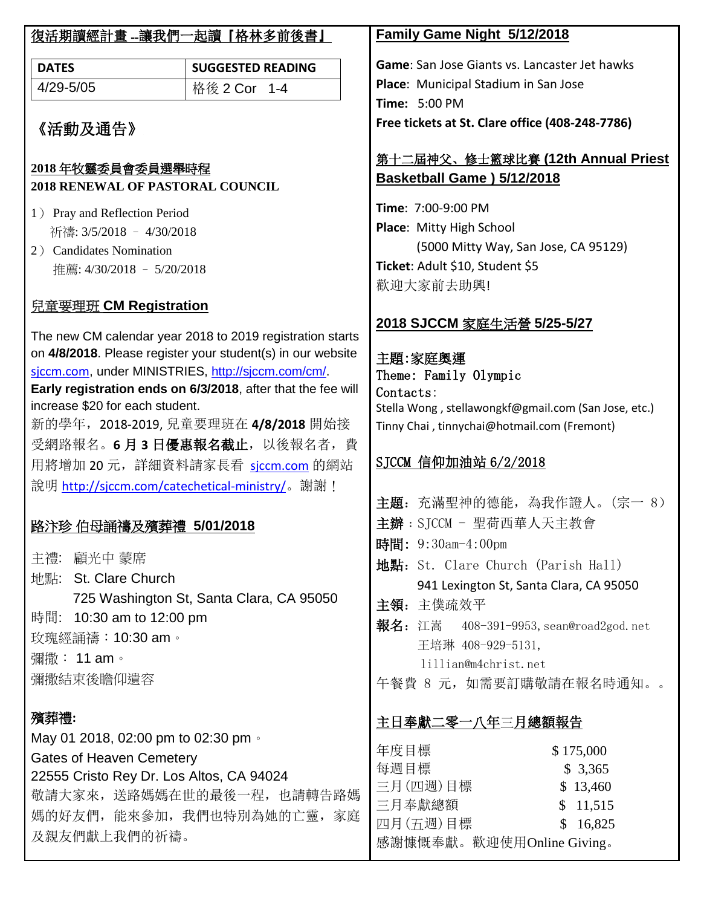## 復活期讀經計畫 --讓我們一起讀『格林多前後書』

| DATES | SUGGESTED READING |
|---|---|
| 4/29-5/05 | 格後 2 Cor 1-4 |

## 《活動及通告》

### 2018 年牧靈委員會委員選舉時程
### 2018 RENEWAL OF PASTORAL COUNCIL

1） Pray and Reflection Period
 祈禱: 3/5/2018 – 4/30/2018
2） Candidates Nomination
 推薦: 4/30/2018 – 5/20/2018

### 兒童要理班 CM Registration

The new CM calendar year 2018 to 2019 registration starts on **4/8/2018**. Please register your student(s) in our website sjccm.com, under MINISTRIES, http://sjccm.com/cm/. **Early registration ends on 6/3/2018**, after that the fee will increase $20 for each student.

新的學年，2018-2019, 兒童要理班在 **4/8/2018** 開始接受網路報名。**6 月 3 日優惠報名截止**，以後報名者，費用將增加 20 元，詳細資料請家長看 sjccm.com 的網站說明 http://sjccm.com/catechetical-ministry/。謝謝！

### 路汴珍 伯母誦禱及殯葬禮 5/01/2018

主禮: 顧光中 蒙席
地點: St. Clare Church
 725 Washington St, Santa Clara, CA 95050
時間: 10:30 am to 12:00 pm
玫瑰經誦禱：10:30 am。
彌撒： 11 am。
彌撒結束後瞻仰遺容

**殯葬禮:**
May 01 2018, 02:00 pm to 02:30 pm。
Gates of Heaven Cemetery
22555 Cristo Rey Dr. Los Altos, CA 94024
敬請大家來，送路媽媽在世的最後一程，也請轉告路媽媽的好友們，能來參加，我們也特別為她的亡靈，家庭及親友們獻上我們的祈禱。

### Family Game Night 5/12/2018

**Game**: San Jose Giants vs. Lancaster Jet hawks
**Place**: Municipal Stadium in San Jose
**Time**: 5:00 PM
**Free tickets at St. Clare office (408-248-7786)**

### 第十二屆神父、修士籃球比賽 (12th Annual Priest Basketball Game ) 5/12/2018

**Time**: 7:00-9:00 PM
**Place**: Mitty High School
 (5000 Mitty Way, San Jose, CA 95129)
**Ticket**: Adult $10, Student $5
歡迎大家前去助興!

### 2018 SJCCM 家庭生活營 5/25-5/27

主題:家庭奧運
Theme: Family Olympic
Contacts:
Stella Wong , stellawongkf@gmail.com (San Jose, etc.)
Tinny Chai , tinnychai@hotmail.com (Fremont)

### SJCCM 信仰加油站 6/2/2018

**主題**：充滿聖神的德能，為我作證人。(宗一 8)
**主辦**：SJCCM – 聖荷西華人天主教會
**時間**：9:30am-4:00pm
**地點**：St. Clare Church (Parish Hall)
 941 Lexington St, Santa Clara, CA 95050
**主領**：主僕疏效平
**報名**：江嵩 408-391-9953, sean@road2god.net
 王培琳 408-929-5131,
 lillian@m4christ.net
午餐費 8 元，如需要訂購敬請在報名時通知。。

### 主日奉獻二零一八年三月總額報告

| | |
|---|---|
| 年度目標 | $ 175,000 |
| 每週目標 | $ 3,365 |
| 三月(四週)目標 | $ 13,460 |
| 三月奉獻總額 | $ 11,515 |
| 四月(五週)目標 | $ 16,825 |

感謝慷慨奉獻。歡迎使用Online Giving。